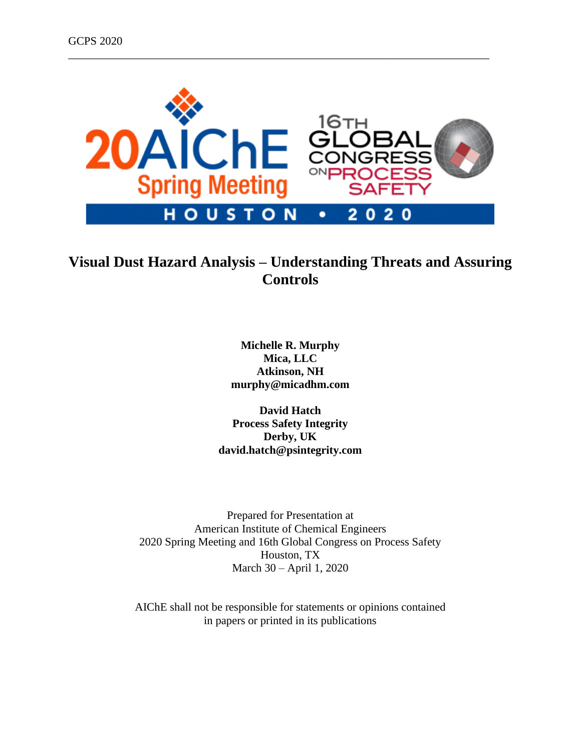# Visual Dust Hazard Analysis – Understanding Threats and Assuring Controls

**Michelle R. Murphy**
**Mica, LLC**
**Atkinson, NH**
**murphy@micadhm.com**

**David Hatch**
**Process Safety Integrity**
**Derby, UK**
**david.hatch@psintegrity.com**

Prepared for Presentation at
American Institute of Chemical Engineers
2020 Spring Meeting and 16th Global Congress on Process Safety
Houston, TX
March 30 – April 1, 2020

AIChE shall not be responsible for statements or opinions contained
in papers or printed in its publications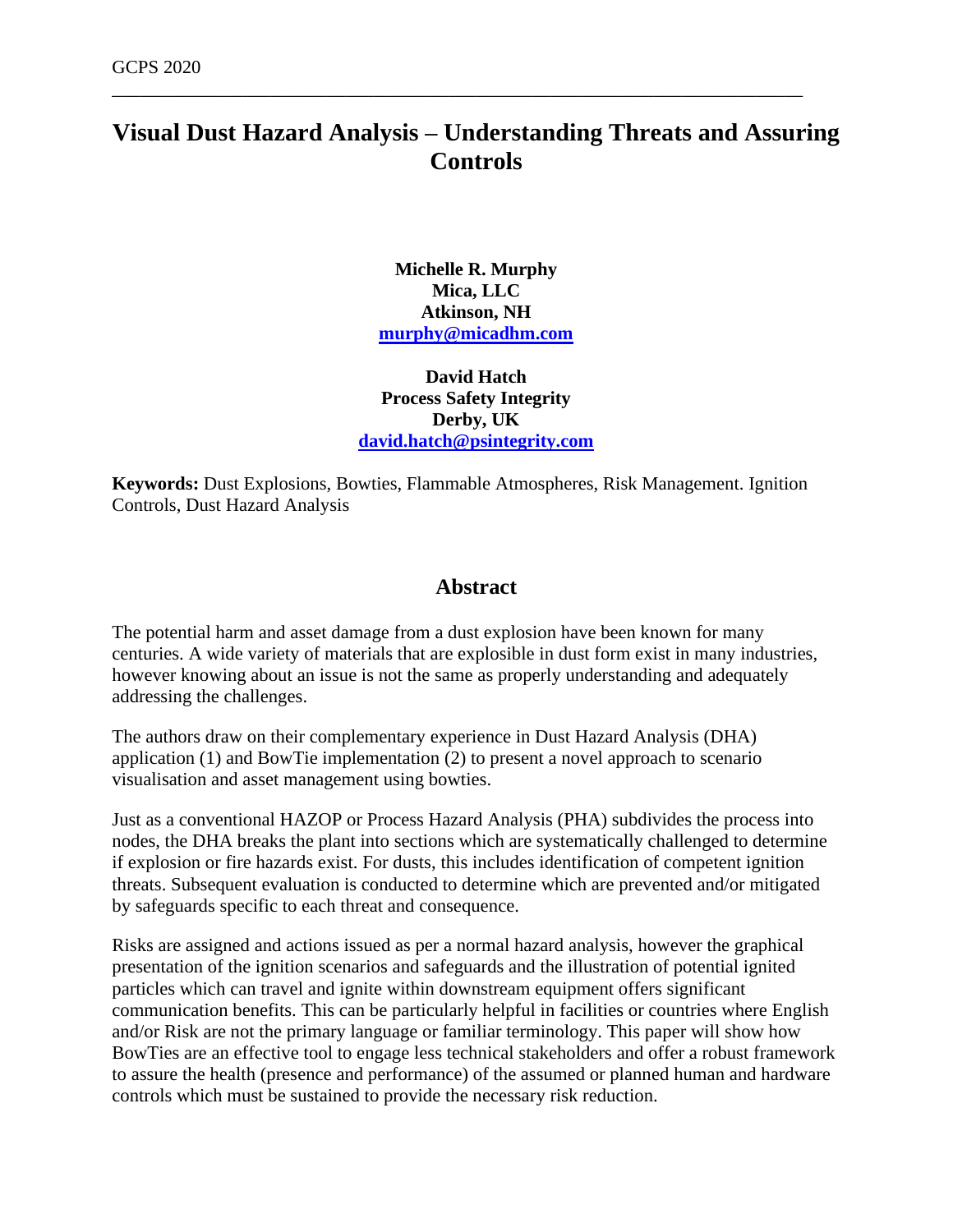# Visual Dust Hazard Analysis – Understanding Threats and Assuring Controls

**Michelle R. Murphy**
**Mica, LLC**
**Atkinson, NH**
**murphy@micadhm.com**

**David Hatch**
**Process Safety Integrity**
**Derby, UK**
**david.hatch@psintegrity.com**

**Keywords:** Dust Explosions, Bowties, Flammable Atmospheres, Risk Management. Ignition Controls, Dust Hazard Analysis

## Abstract

The potential harm and asset damage from a dust explosion have been known for many centuries. A wide variety of materials that are explosible in dust form exist in many industries, however knowing about an issue is not the same as properly understanding and adequately addressing the challenges.

The authors draw on their complementary experience in Dust Hazard Analysis (DHA) application (1) and BowTie implementation (2) to present a novel approach to scenario visualisation and asset management using bowties.

Just as a conventional HAZOP or Process Hazard Analysis (PHA) subdivides the process into nodes, the DHA breaks the plant into sections which are systematically challenged to determine if explosion or fire hazards exist. For dusts, this includes identification of competent ignition threats. Subsequent evaluation is conducted to determine which are prevented and/or mitigated by safeguards specific to each threat and consequence.

Risks are assigned and actions issued as per a normal hazard analysis, however the graphical presentation of the ignition scenarios and safeguards and the illustration of potential ignited particles which can travel and ignite within downstream equipment offers significant communication benefits. This can be particularly helpful in facilities or countries where English and/or Risk are not the primary language or familiar terminology. This paper will show how BowTies are an effective tool to engage less technical stakeholders and offer a robust framework to assure the health (presence and performance) of the assumed or planned human and hardware controls which must be sustained to provide the necessary risk reduction.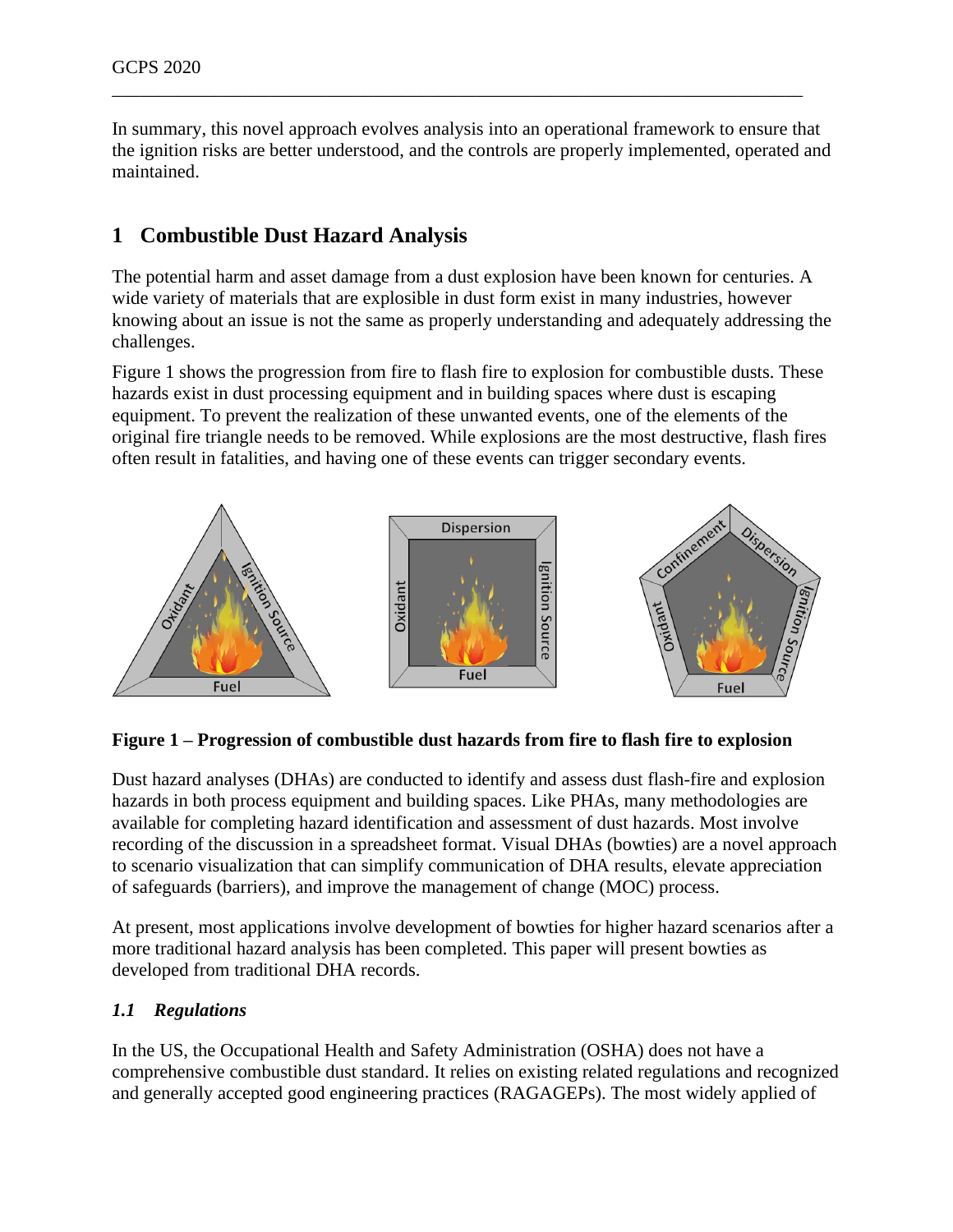In summary, this novel approach evolves analysis into an operational framework to ensure that the ignition risks are better understood, and the controls are properly implemented, operated and maintained.

# 1 Combustible Dust Hazard Analysis

The potential harm and asset damage from a dust explosion have been known for centuries. A wide variety of materials that are explosible in dust form exist in many industries, however knowing about an issue is not the same as properly understanding and adequately addressing the challenges.

Figure 1 shows the progression from fire to flash fire to explosion for combustible dusts. These hazards exist in dust processing equipment and in building spaces where dust is escaping equipment. To prevent the realization of these unwanted events, one of the elements of the original fire triangle needs to be removed. While explosions are the most destructive, flash fires often result in fatalities, and having one of these events can trigger secondary events.

**Figure 1 – Progression of combustible dust hazards from fire to flash fire to explosion**

Dust hazard analyses (DHAs) are conducted to identify and assess dust flash-fire and explosion hazards in both process equipment and building spaces. Like PHAs, many methodologies are available for completing hazard identification and assessment of dust hazards. Most involve recording of the discussion in a spreadsheet format. Visual DHAs (bowties) are a novel approach to scenario visualization that can simplify communication of DHA results, elevate appreciation of safeguards (barriers), and improve the management of change (MOC) process.

At present, most applications involve development of bowties for higher hazard scenarios after a more traditional hazard analysis has been completed. This paper will present bowties as developed from traditional DHA records.

## *1.1 Regulations*

In the US, the Occupational Health and Safety Administration (OSHA) does not have a comprehensive combustible dust standard. It relies on existing related regulations and recognized and generally accepted good engineering practices (RAGAGEPs). The most widely applied of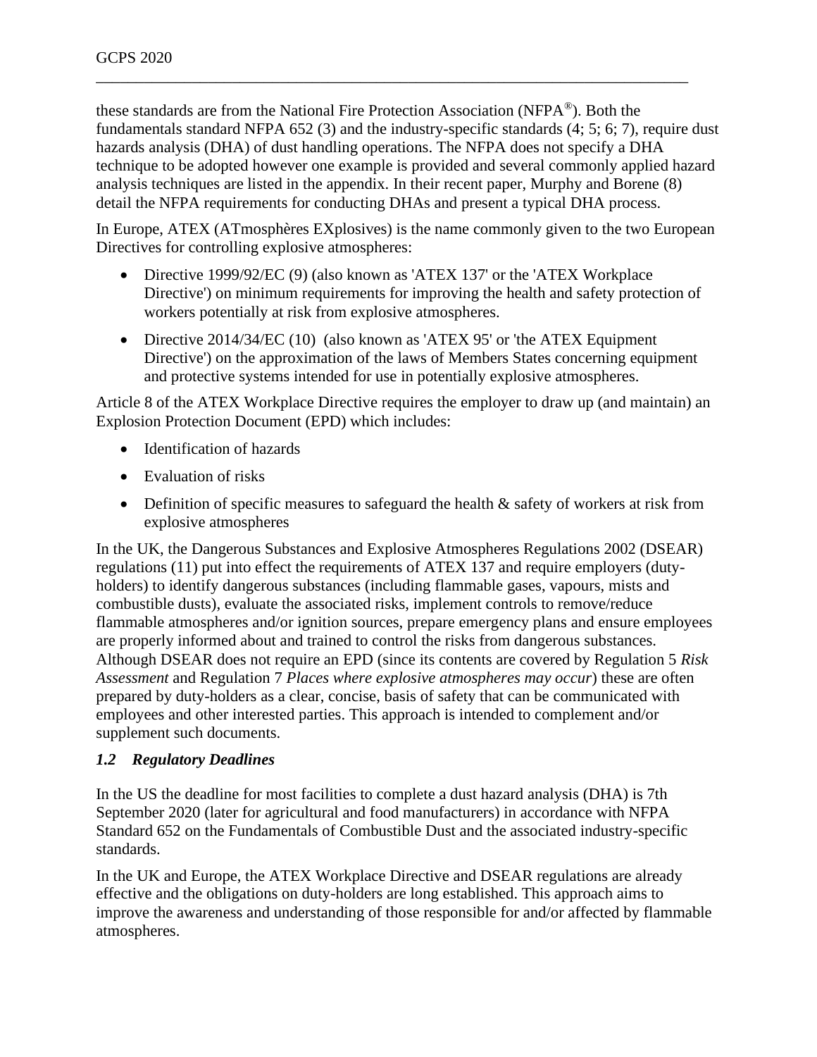these standards are from the National Fire Protection Association (NFPA®). Both the fundamentals standard NFPA 652 (3) and the industry-specific standards (4; 5; 6; 7), require dust hazards analysis (DHA) of dust handling operations. The NFPA does not specify a DHA technique to be adopted however one example is provided and several commonly applied hazard analysis techniques are listed in the appendix. In their recent paper, Murphy and Borene (8) detail the NFPA requirements for conducting DHAs and present a typical DHA process.

In Europe, ATEX (ATmosphères EXplosives) is the name commonly given to the two European Directives for controlling explosive atmospheres:

- Directive 1999/92/EC (9) (also known as 'ATEX 137' or the 'ATEX Workplace Directive') on minimum requirements for improving the health and safety protection of workers potentially at risk from explosive atmospheres.
- Directive 2014/34/EC (10) (also known as 'ATEX 95' or 'the ATEX Equipment Directive') on the approximation of the laws of Members States concerning equipment and protective systems intended for use in potentially explosive atmospheres.

Article 8 of the ATEX Workplace Directive requires the employer to draw up (and maintain) an Explosion Protection Document (EPD) which includes:

- Identification of hazards
- Evaluation of risks
- Definition of specific measures to safeguard the health & safety of workers at risk from explosive atmospheres

In the UK, the Dangerous Substances and Explosive Atmospheres Regulations 2002 (DSEAR) regulations (11) put into effect the requirements of ATEX 137 and require employers (duty-holders) to identify dangerous substances (including flammable gases, vapours, mists and combustible dusts), evaluate the associated risks, implement controls to remove/reduce flammable atmospheres and/or ignition sources, prepare emergency plans and ensure employees are properly informed about and trained to control the risks from dangerous substances. Although DSEAR does not require an EPD (since its contents are covered by Regulation 5 *Risk Assessment* and Regulation 7 *Places where explosive atmospheres may occur*) these are often prepared by duty-holders as a clear, concise, basis of safety that can be communicated with employees and other interested parties. This approach is intended to complement and/or supplement such documents.

### *1.2 Regulatory Deadlines*

In the US the deadline for most facilities to complete a dust hazard analysis (DHA) is 7th September 2020 (later for agricultural and food manufacturers) in accordance with NFPA Standard 652 on the Fundamentals of Combustible Dust and the associated industry-specific standards.

In the UK and Europe, the ATEX Workplace Directive and DSEAR regulations are already effective and the obligations on duty-holders are long established. This approach aims to improve the awareness and understanding of those responsible for and/or affected by flammable atmospheres.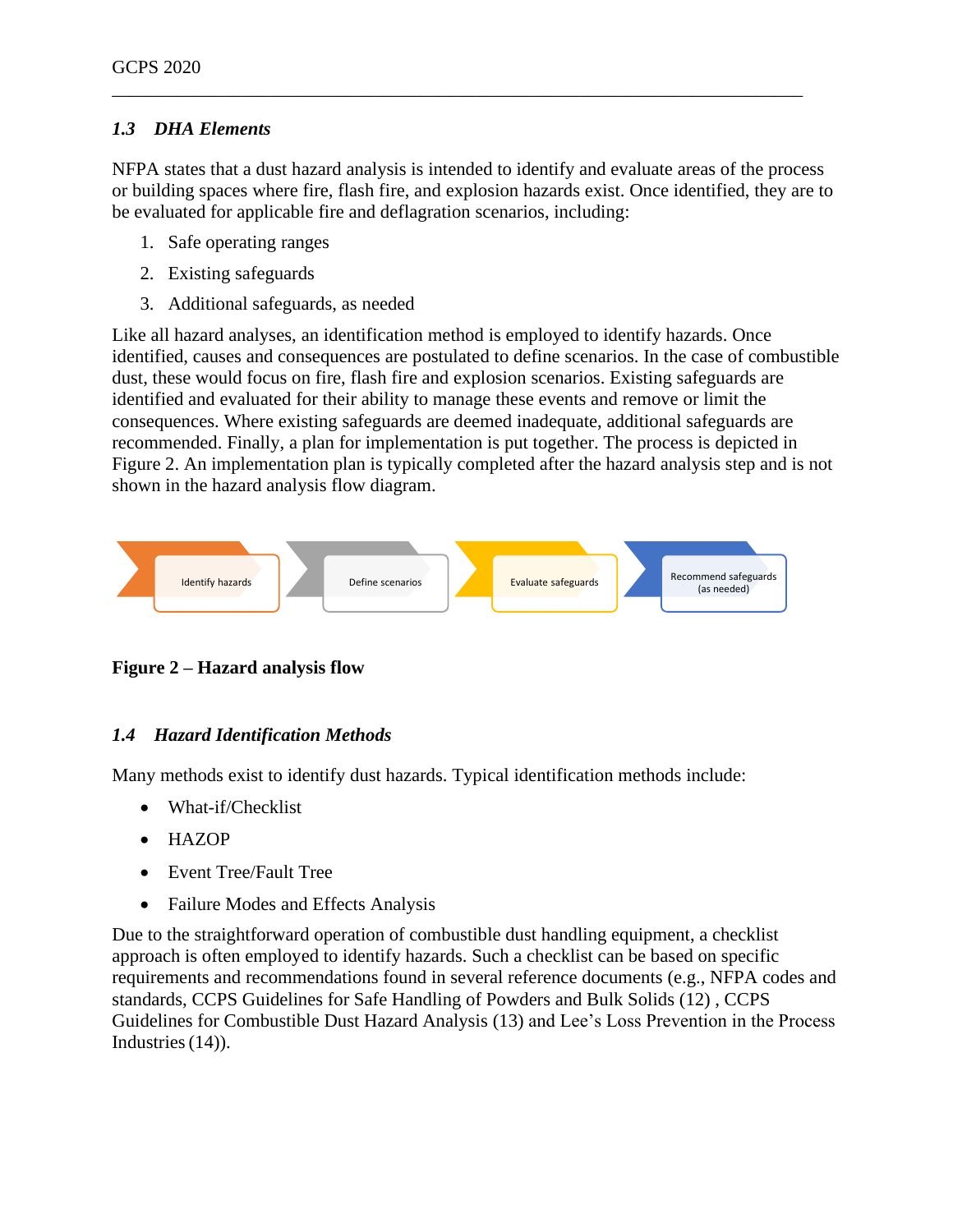### 1.3 *DHA Elements*

NFPA states that a dust hazard analysis is intended to identify and evaluate areas of the process or building spaces where fire, flash fire, and explosion hazards exist. Once identified, they are to be evaluated for applicable fire and deflagration scenarios, including:

1. Safe operating ranges
2. Existing safeguards
3. Additional safeguards, as needed

Like all hazard analyses, an identification method is employed to identify hazards. Once identified, causes and consequences are postulated to define scenarios. In the case of combustible dust, these would focus on fire, flash fire and explosion scenarios. Existing safeguards are identified and evaluated for their ability to manage these events and remove or limit the consequences. Where existing safeguards are deemed inadequate, additional safeguards are recommended. Finally, a plan for implementation is put together. The process is depicted in Figure 2. An implementation plan is typically completed after the hazard analysis step and is not shown in the hazard analysis flow diagram.

Identify hazards → Define scenarios → Evaluate safeguards → Recommend safeguards (as needed)

**Figure 2 – Hazard analysis flow**

### 1.4 *Hazard Identification Methods*

Many methods exist to identify dust hazards. Typical identification methods include:

- What-if/Checklist
- HAZOP
- Event Tree/Fault Tree
- Failure Modes and Effects Analysis

Due to the straightforward operation of combustible dust handling equipment, a checklist approach is often employed to identify hazards. Such a checklist can be based on specific requirements and recommendations found in several reference documents (e.g., NFPA codes and standards, CCPS Guidelines for Safe Handling of Powders and Bulk Solids (12) , CCPS Guidelines for Combustible Dust Hazard Analysis (13) and Lee's Loss Prevention in the Process Industries (14)).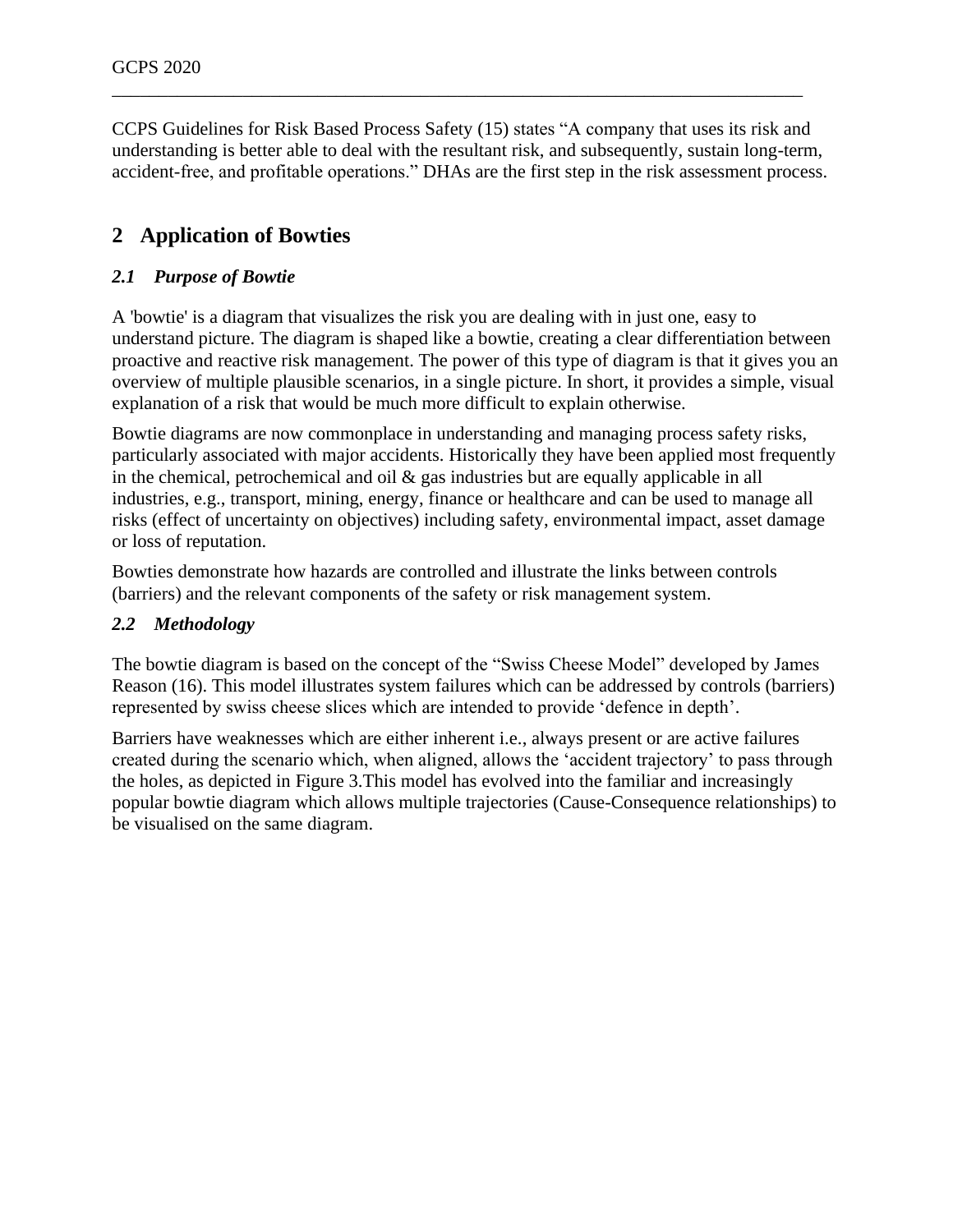CCPS Guidelines for Risk Based Process Safety (15) states "A company that uses its risk and understanding is better able to deal with the resultant risk, and subsequently, sustain long-term, accident-free, and profitable operations." DHAs are the first step in the risk assessment process.

# 2 Application of Bowties

## *2.1 Purpose of Bowtie*

A 'bowtie' is a diagram that visualizes the risk you are dealing with in just one, easy to understand picture. The diagram is shaped like a bowtie, creating a clear differentiation between proactive and reactive risk management. The power of this type of diagram is that it gives you an overview of multiple plausible scenarios, in a single picture. In short, it provides a simple, visual explanation of a risk that would be much more difficult to explain otherwise.

Bowtie diagrams are now commonplace in understanding and managing process safety risks, particularly associated with major accidents. Historically they have been applied most frequently in the chemical, petrochemical and oil & gas industries but are equally applicable in all industries, e.g., transport, mining, energy, finance or healthcare and can be used to manage all risks (effect of uncertainty on objectives) including safety, environmental impact, asset damage or loss of reputation.

Bowties demonstrate how hazards are controlled and illustrate the links between controls (barriers) and the relevant components of the safety or risk management system.

## *2.2 Methodology*

The bowtie diagram is based on the concept of the "Swiss Cheese Model" developed by James Reason (16). This model illustrates system failures which can be addressed by controls (barriers) represented by swiss cheese slices which are intended to provide 'defence in depth'.

Barriers have weaknesses which are either inherent i.e., always present or are active failures created during the scenario which, when aligned, allows the 'accident trajectory' to pass through the holes, as depicted in Figure 3.This model has evolved into the familiar and increasingly popular bowtie diagram which allows multiple trajectories (Cause-Consequence relationships) to be visualised on the same diagram.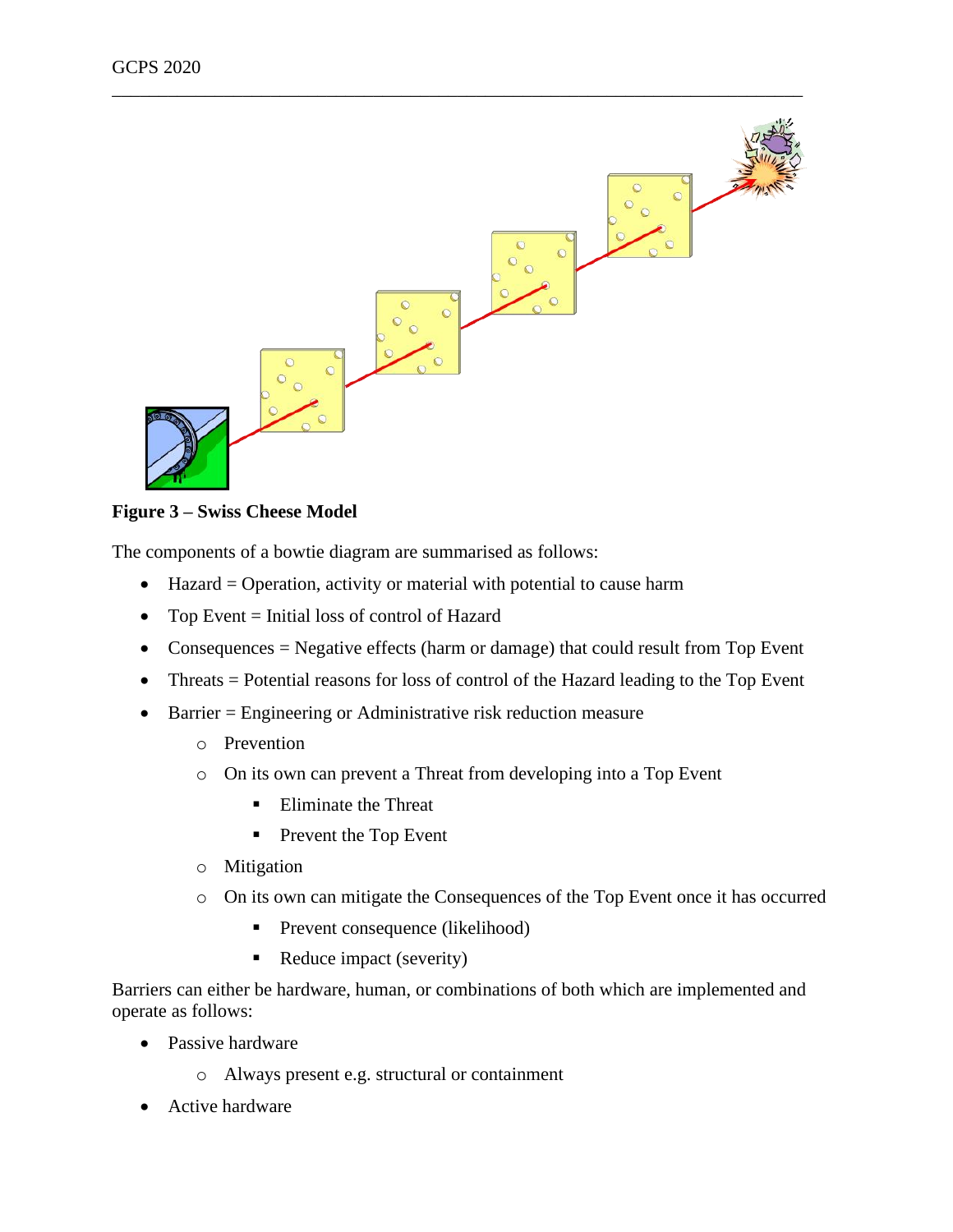**Figure 3 – Swiss Cheese Model**

The components of a bowtie diagram are summarised as follows:

- Hazard = Operation, activity or material with potential to cause harm
- Top Event = Initial loss of control of Hazard
- Consequences = Negative effects (harm or damage) that could result from Top Event
- Threats = Potential reasons for loss of control of the Hazard leading to the Top Event
- Barrier = Engineering or Administrative risk reduction measure
    - Prevention
    - On its own can prevent a Threat from developing into a Top Event
        - Eliminate the Threat
        - Prevent the Top Event
    - Mitigation
    - On its own can mitigate the Consequences of the Top Event once it has occurred
        - Prevent consequence (likelihood)
        - Reduce impact (severity)

Barriers can either be hardware, human, or combinations of both which are implemented and operate as follows:

- Passive hardware
    - Always present e.g. structural or containment
- Active hardware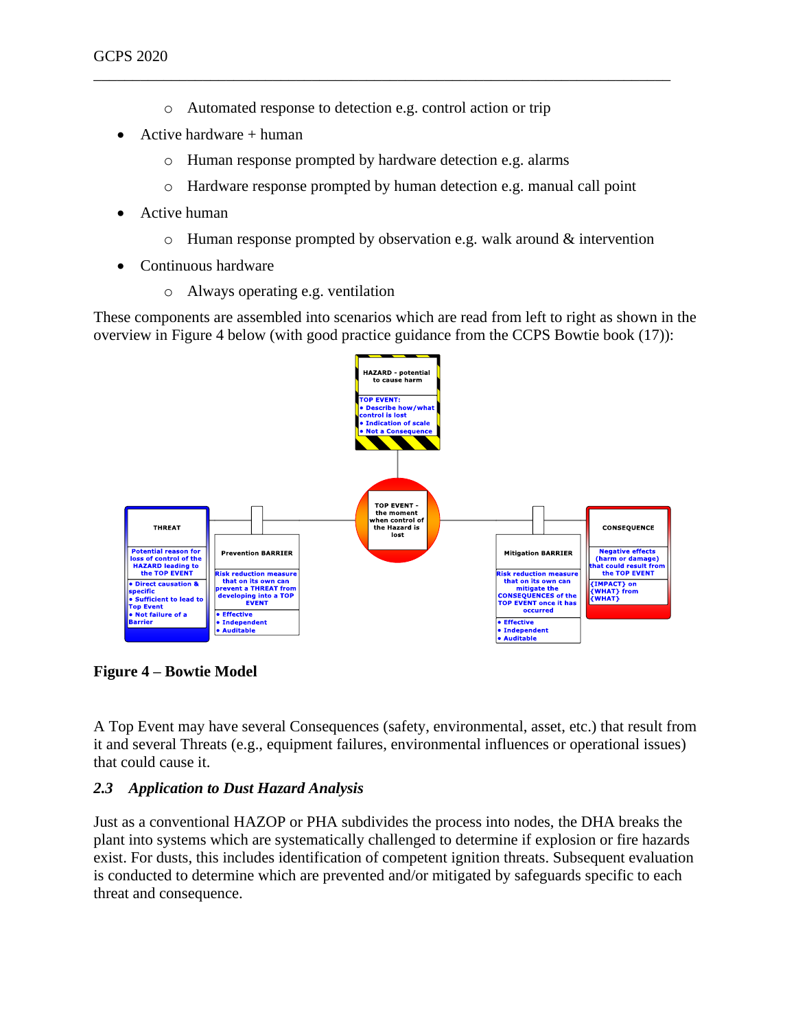- Automated response to detection e.g. control action or trip
- Active hardware + human
  - Human response prompted by hardware detection e.g. alarms
  - Hardware response prompted by human detection e.g. manual call point
- Active human
  - Human response prompted by observation e.g. walk around & intervention
- Continuous hardware
  - Always operating e.g. ventilation

These components are assembled into scenarios which are read from left to right as shown in the overview in Figure 4 below (with good practice guidance from the CCPS Bowtie book (17)):

**Figure 4 – Bowtie Model**

A Top Event may have several Consequences (safety, environmental, asset, etc.) that result from it and several Threats (e.g., equipment failures, environmental influences or operational issues) that could cause it.

### *2.3 Application to Dust Hazard Analysis*

Just as a conventional HAZOP or PHA subdivides the process into nodes, the DHA breaks the plant into systems which are systematically challenged to determine if explosion or fire hazards exist. For dusts, this includes identification of competent ignition threats. Subsequent evaluation is conducted to determine which are prevented and/or mitigated by safeguards specific to each threat and consequence.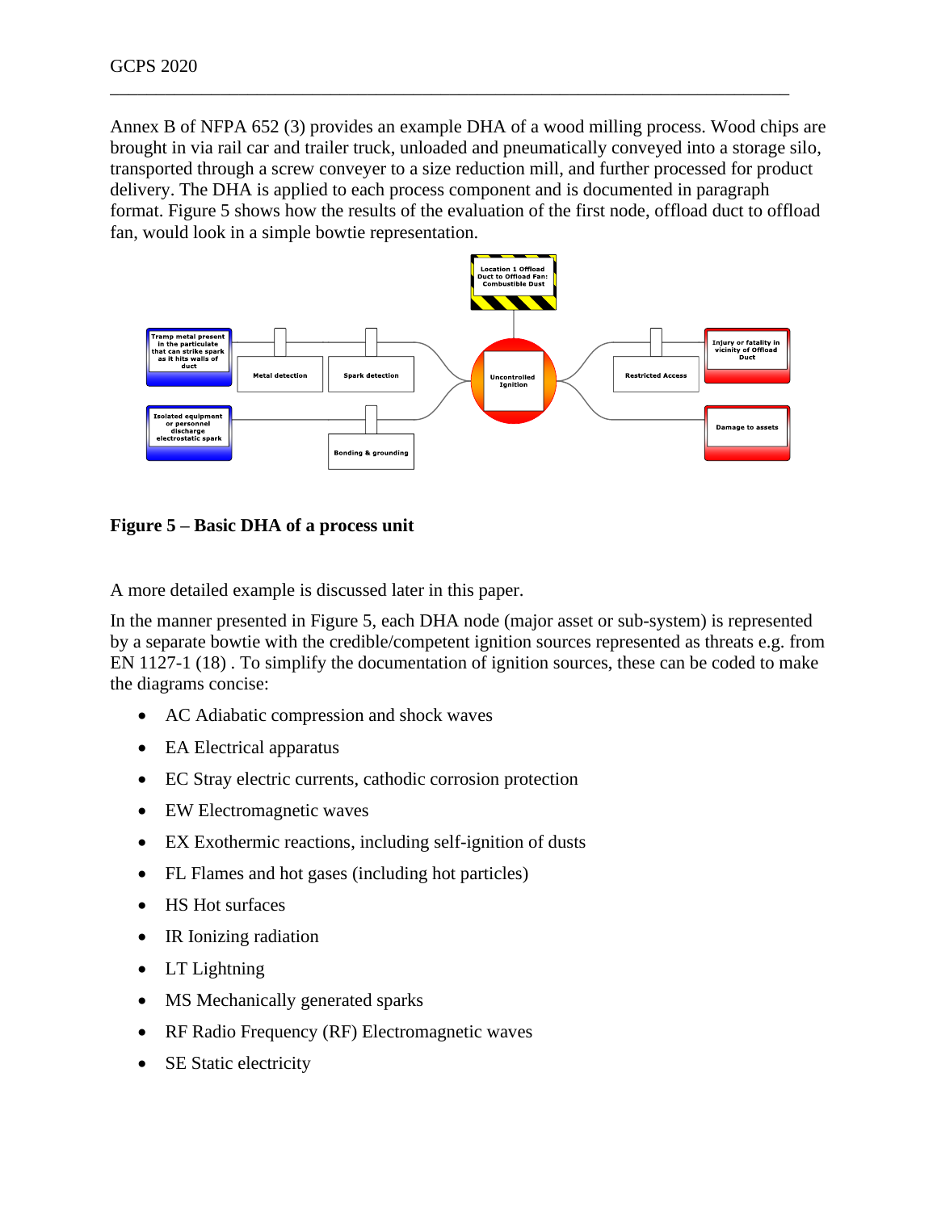Annex B of NFPA 652 (3) provides an example DHA of a wood milling process. Wood chips are brought in via rail car and trailer truck, unloaded and pneumatically conveyed into a storage silo, transported through a screw conveyer to a size reduction mill, and further processed for product delivery. The DHA is applied to each process component and is documented in paragraph format. Figure 5 shows how the results of the evaluation of the first node, offload duct to offload fan, would look in a simple bowtie representation.

**Figure 5 – Basic DHA of a process unit**

A more detailed example is discussed later in this paper.

In the manner presented in Figure 5, each DHA node (major asset or sub-system) is represented by a separate bowtie with the credible/competent ignition sources represented as threats e.g. from EN 1127-1 (18) . To simplify the documentation of ignition sources, these can be coded to make the diagrams concise:

- AC Adiabatic compression and shock waves
- EA Electrical apparatus
- EC Stray electric currents, cathodic corrosion protection
- EW Electromagnetic waves
- EX Exothermic reactions, including self-ignition of dusts
- FL Flames and hot gases (including hot particles)
- HS Hot surfaces
- IR Ionizing radiation
- LT Lightning
- MS Mechanically generated sparks
- RF Radio Frequency (RF) Electromagnetic waves
- SE Static electricity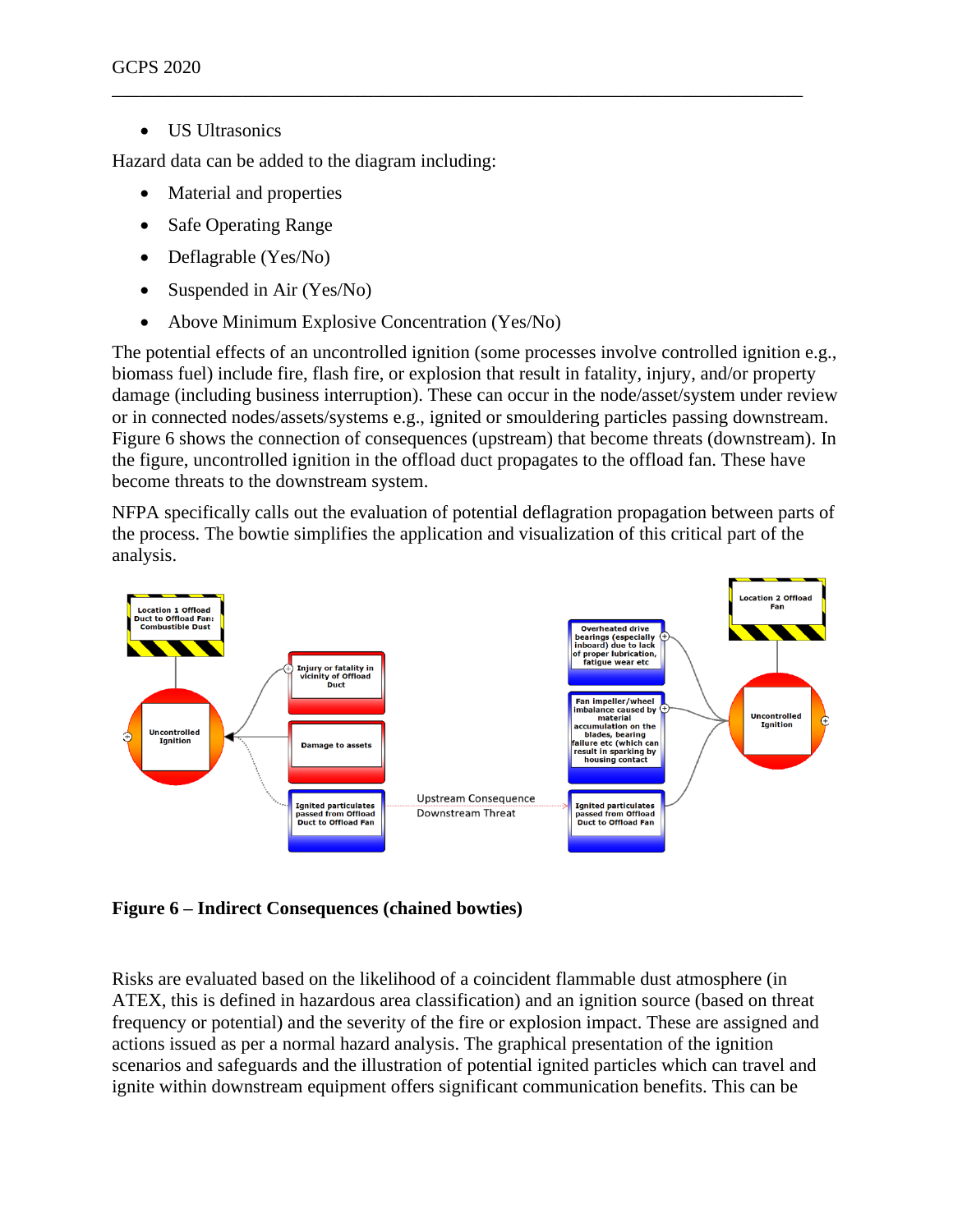- US Ultrasonics

Hazard data can be added to the diagram including:

- Material and properties
- Safe Operating Range
- Deflagrable (Yes/No)
- Suspended in Air (Yes/No)
- Above Minimum Explosive Concentration (Yes/No)

The potential effects of an uncontrolled ignition (some processes involve controlled ignition e.g., biomass fuel) include fire, flash fire, or explosion that result in fatality, injury, and/or property damage (including business interruption). These can occur in the node/asset/system under review or in connected nodes/assets/systems e.g., ignited or smouldering particles passing downstream. Figure 6 shows the connection of consequences (upstream) that become threats (downstream). In the figure, uncontrolled ignition in the offload duct propagates to the offload fan. These have become threats to the downstream system.

NFPA specifically calls out the evaluation of potential deflagration propagation between parts of the process. The bowtie simplifies the application and visualization of this critical part of the analysis.

**Figure 6 – Indirect Consequences (chained bowties)**

Risks are evaluated based on the likelihood of a coincident flammable dust atmosphere (in ATEX, this is defined in hazardous area classification) and an ignition source (based on threat frequency or potential) and the severity of the fire or explosion impact. These are assigned and actions issued as per a normal hazard analysis. The graphical presentation of the ignition scenarios and safeguards and the illustration of potential ignited particles which can travel and ignite within downstream equipment offers significant communication benefits. This can be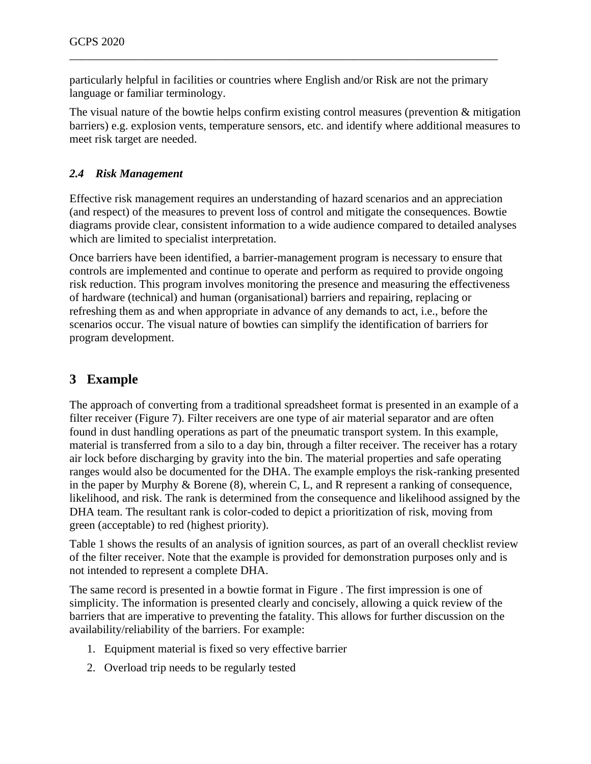particularly helpful in facilities or countries where English and/or Risk are not the primary language or familiar terminology.

The visual nature of the bowtie helps confirm existing control measures (prevention & mitigation barriers) e.g. explosion vents, temperature sensors, etc. and identify where additional measures to meet risk target are needed.

### *2.4 Risk Management*

Effective risk management requires an understanding of hazard scenarios and an appreciation (and respect) of the measures to prevent loss of control and mitigate the consequences. Bowtie diagrams provide clear, consistent information to a wide audience compared to detailed analyses which are limited to specialist interpretation.

Once barriers have been identified, a barrier-management program is necessary to ensure that controls are implemented and continue to operate and perform as required to provide ongoing risk reduction. This program involves monitoring the presence and measuring the effectiveness of hardware (technical) and human (organisational) barriers and repairing, replacing or refreshing them as and when appropriate in advance of any demands to act, i.e., before the scenarios occur. The visual nature of bowties can simplify the identification of barriers for program development.

## 3 Example

The approach of converting from a traditional spreadsheet format is presented in an example of a filter receiver (Figure 7). Filter receivers are one type of air material separator and are often found in dust handling operations as part of the pneumatic transport system. In this example, material is transferred from a silo to a day bin, through a filter receiver. The receiver has a rotary air lock before discharging by gravity into the bin. The material properties and safe operating ranges would also be documented for the DHA. The example employs the risk-ranking presented in the paper by Murphy & Borene (8), wherein C, L, and R represent a ranking of consequence, likelihood, and risk. The rank is determined from the consequence and likelihood assigned by the DHA team. The resultant rank is color-coded to depict a prioritization of risk, moving from green (acceptable) to red (highest priority).

Table 1 shows the results of an analysis of ignition sources, as part of an overall checklist review of the filter receiver. Note that the example is provided for demonstration purposes only and is not intended to represent a complete DHA.

The same record is presented in a bowtie format in Figure . The first impression is one of simplicity. The information is presented clearly and concisely, allowing a quick review of the barriers that are imperative to preventing the fatality. This allows for further discussion on the availability/reliability of the barriers. For example:

1. Equipment material is fixed so very effective barrier
2. Overload trip needs to be regularly tested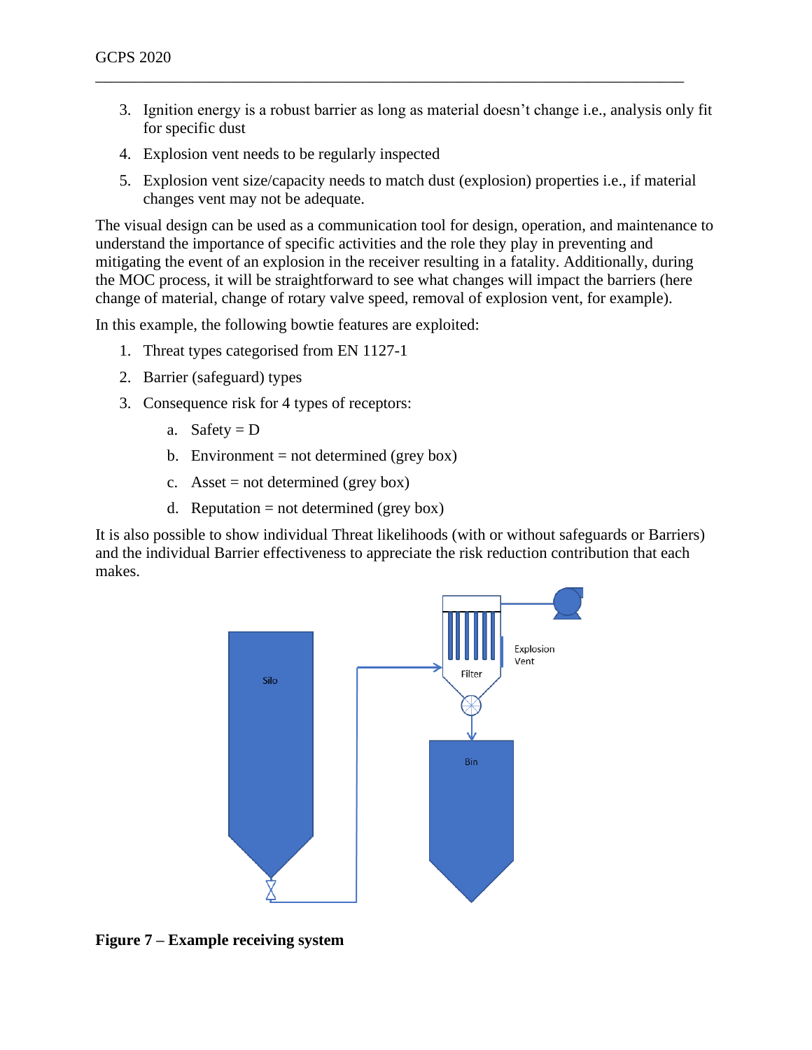3. Ignition energy is a robust barrier as long as material doesn't change i.e., analysis only fit for specific dust
4. Explosion vent needs to be regularly inspected
5. Explosion vent size/capacity needs to match dust (explosion) properties i.e., if material changes vent may not be adequate.

The visual design can be used as a communication tool for design, operation, and maintenance to understand the importance of specific activities and the role they play in preventing and mitigating the event of an explosion in the receiver resulting in a fatality. Additionally, during the MOC process, it will be straightforward to see what changes will impact the barriers (here change of material, change of rotary valve speed, removal of explosion vent, for example).

In this example, the following bowtie features are exploited:

1. Threat types categorised from EN 1127-1
2. Barrier (safeguard) types
3. Consequence risk for 4 types of receptors:
   a. Safety = D
   b. Environment = not determined (grey box)
   c. Asset = not determined (grey box)
   d. Reputation = not determined (grey box)

It is also possible to show individual Threat likelihoods (with or without safeguards or Barriers) and the individual Barrier effectiveness to appreciate the risk reduction contribution that each makes.

**Figure 7 – Example receiving system**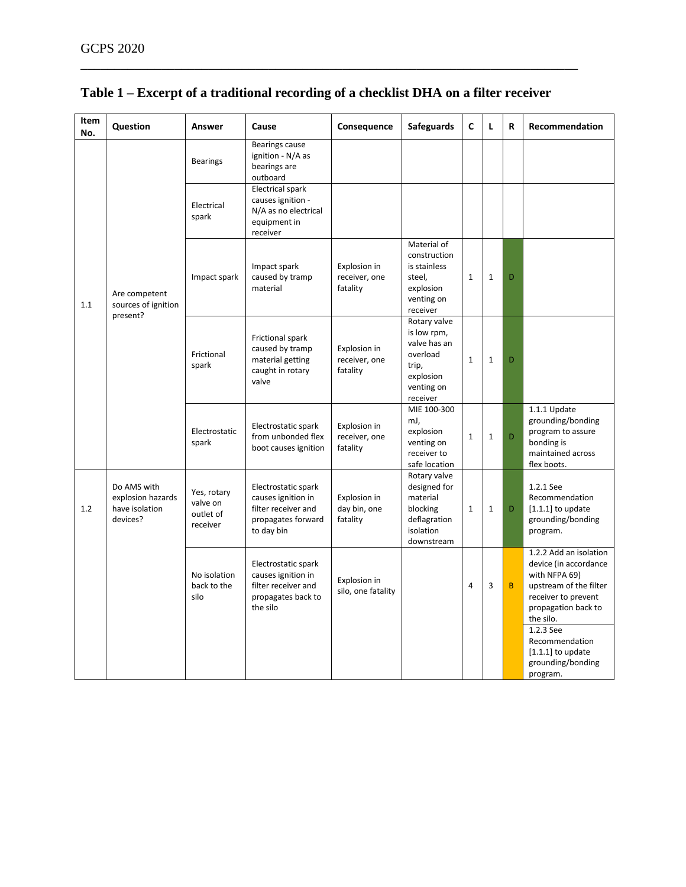## Table 1 – Excerpt of a traditional recording of a checklist DHA on a filter receiver

| Item No. | Question | Answer | Cause | Consequence | Safeguards | C | L | R | Recommendation |
|---|---|---|---|---|---|---|---|---|---|
| 1.1 | Are competent sources of ignition present? | Bearings | Bearings cause ignition - N/A as bearings are outboard | | | | | | |
| | | Electrical spark | Electrical spark causes ignition - N/A as no electrical equipment in receiver | | | | | | |
| | | Impact spark | Impact spark caused by tramp material | Explosion in receiver, one fatality | Material of construction is stainless steel, explosion venting on receiver | 1 | 1 | D | |
| | | Frictional spark | Frictional spark caused by tramp material getting caught in rotary valve | Explosion in receiver, one fatality | Rotary valve is low rpm, valve has an overload trip, explosion venting on receiver | 1 | 1 | D | |
| | | Electrostatic spark | Electrostatic spark from unbonded flex boot causes ignition | Explosion in receiver, one fatality | MIE 100-300 mJ, explosion venting on receiver to safe location | 1 | 1 | D | 1.1.1 Update grounding/bonding program to assure bonding is maintained across flex boots. |
| 1.2 | Do AMS with explosion hazards have isolation devices? | Yes, rotary valve on outlet of receiver | Electrostatic spark causes ignition in filter receiver and propagates forward to day bin | Explosion in day bin, one fatality | Rotary valve designed for material blocking deflagration isolation downstream | 1 | 1 | D | 1.2.1 See Recommendation [1.1.1] to update grounding/bonding program. |
| | | No isolation back to the silo | Electrostatic spark causes ignition in filter receiver and propagates back to the silo | Explosion in silo, one fatality | | 4 | 3 | B | 1.2.2 Add an isolation device (in accordance with NFPA 69) upstream of the filter receiver to prevent propagation back to the silo. 1.2.3 See Recommendation [1.1.1] to update grounding/bonding program. |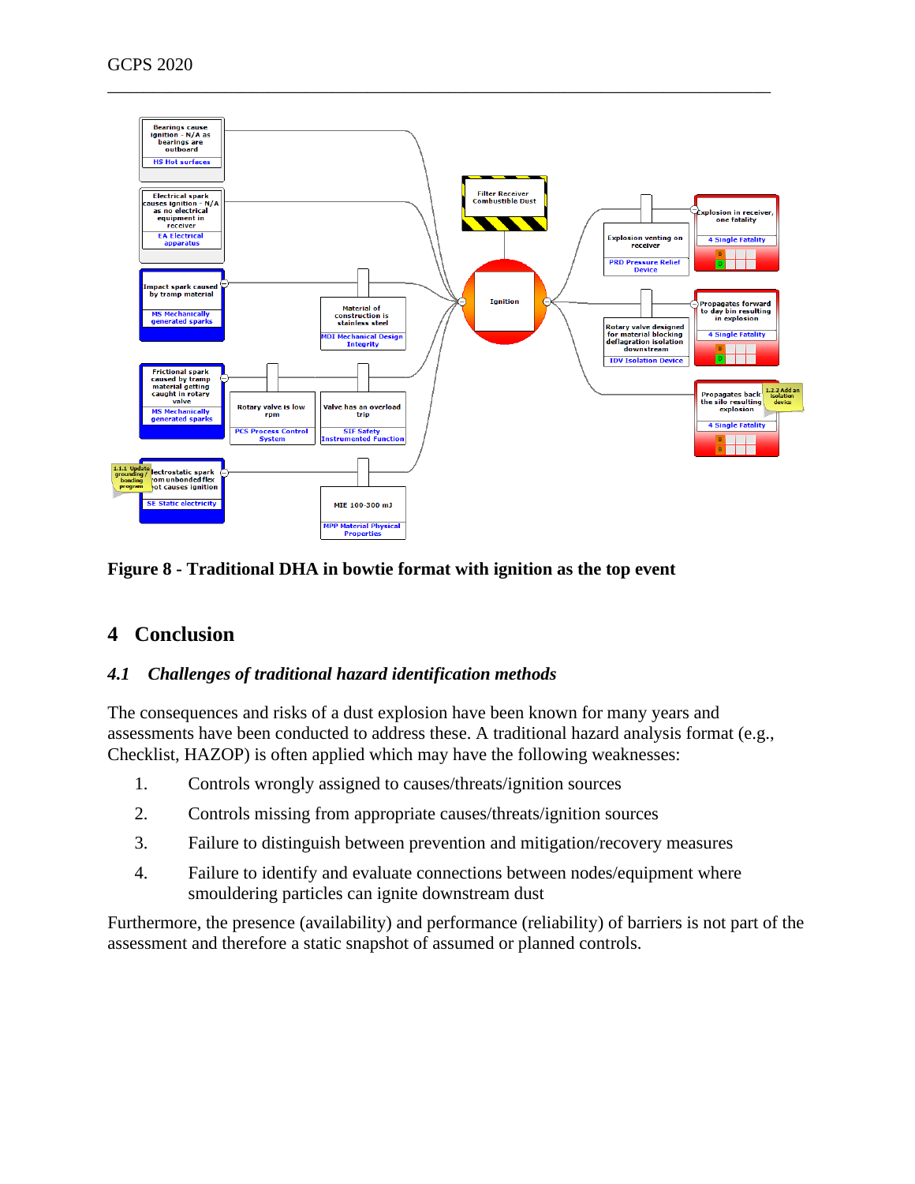**Figure 8 - Traditional DHA in bowtie format with ignition as the top event**

## 4 Conclusion

### *4.1 Challenges of traditional hazard identification methods*

The consequences and risks of a dust explosion have been known for many years and assessments have been conducted to address these. A traditional hazard analysis format (e.g., Checklist, HAZOP) is often applied which may have the following weaknesses:

1. Controls wrongly assigned to causes/threats/ignition sources
2. Controls missing from appropriate causes/threats/ignition sources
3. Failure to distinguish between prevention and mitigation/recovery measures
4. Failure to identify and evaluate connections between nodes/equipment where smouldering particles can ignite downstream dust

Furthermore, the presence (availability) and performance (reliability) of barriers is not part of the assessment and therefore a static snapshot of assumed or planned controls.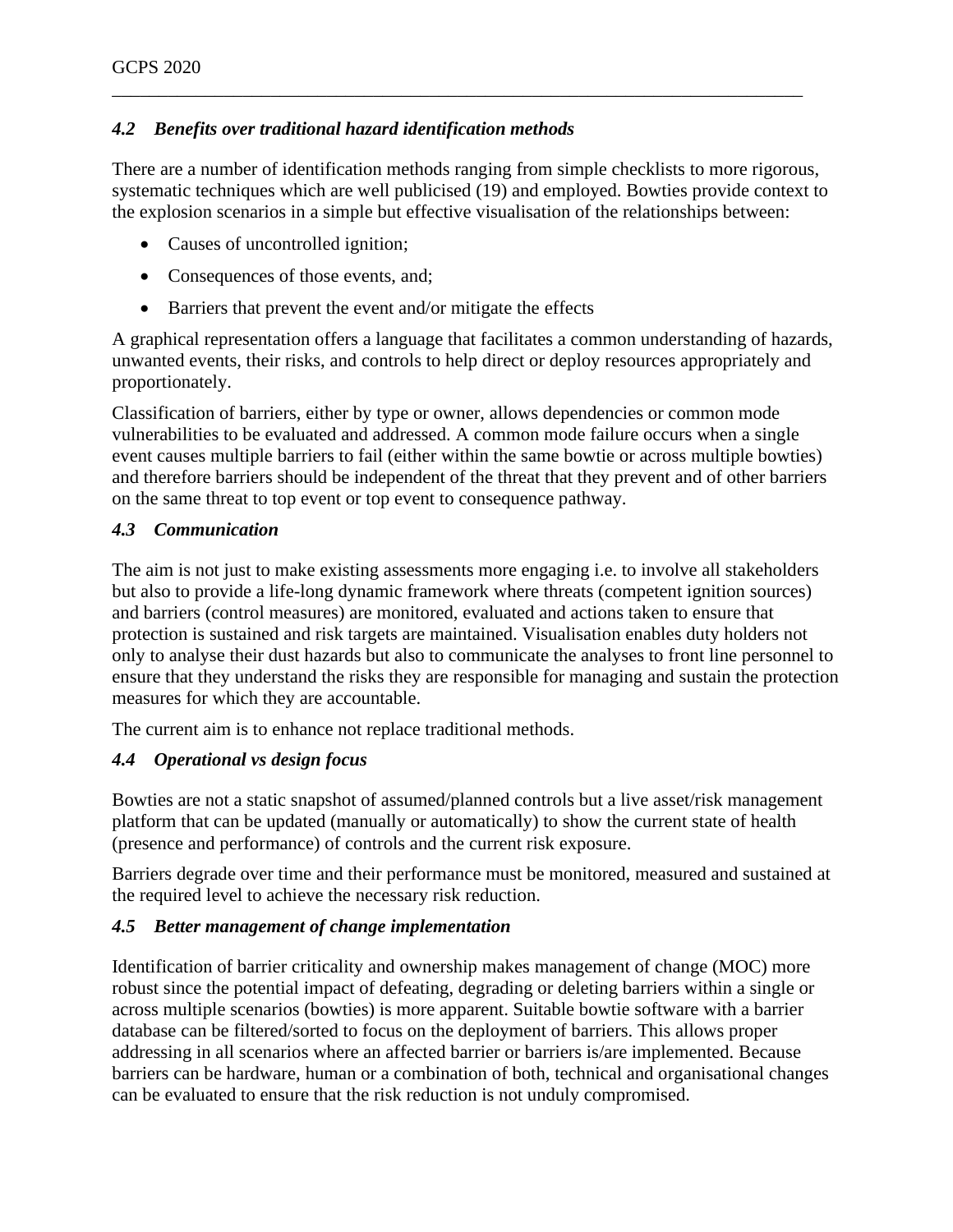### *4.2 Benefits over traditional hazard identification methods*

There are a number of identification methods ranging from simple checklists to more rigorous, systematic techniques which are well publicised (19) and employed. Bowties provide context to the explosion scenarios in a simple but effective visualisation of the relationships between:

- Causes of uncontrolled ignition;
- Consequences of those events, and;
- Barriers that prevent the event and/or mitigate the effects

A graphical representation offers a language that facilitates a common understanding of hazards, unwanted events, their risks, and controls to help direct or deploy resources appropriately and proportionately.

Classification of barriers, either by type or owner, allows dependencies or common mode vulnerabilities to be evaluated and addressed. A common mode failure occurs when a single event causes multiple barriers to fail (either within the same bowtie or across multiple bowties) and therefore barriers should be independent of the threat that they prevent and of other barriers on the same threat to top event or top event to consequence pathway.

### *4.3 Communication*

The aim is not just to make existing assessments more engaging i.e. to involve all stakeholders but also to provide a life-long dynamic framework where threats (competent ignition sources) and barriers (control measures) are monitored, evaluated and actions taken to ensure that protection is sustained and risk targets are maintained. Visualisation enables duty holders not only to analyse their dust hazards but also to communicate the analyses to front line personnel to ensure that they understand the risks they are responsible for managing and sustain the protection measures for which they are accountable.

The current aim is to enhance not replace traditional methods.

### *4.4 Operational vs design focus*

Bowties are not a static snapshot of assumed/planned controls but a live asset/risk management platform that can be updated (manually or automatically) to show the current state of health (presence and performance) of controls and the current risk exposure.

Barriers degrade over time and their performance must be monitored, measured and sustained at the required level to achieve the necessary risk reduction.

### *4.5 Better management of change implementation*

Identification of barrier criticality and ownership makes management of change (MOC) more robust since the potential impact of defeating, degrading or deleting barriers within a single or across multiple scenarios (bowties) is more apparent. Suitable bowtie software with a barrier database can be filtered/sorted to focus on the deployment of barriers. This allows proper addressing in all scenarios where an affected barrier or barriers is/are implemented. Because barriers can be hardware, human or a combination of both, technical and organisational changes can be evaluated to ensure that the risk reduction is not unduly compromised.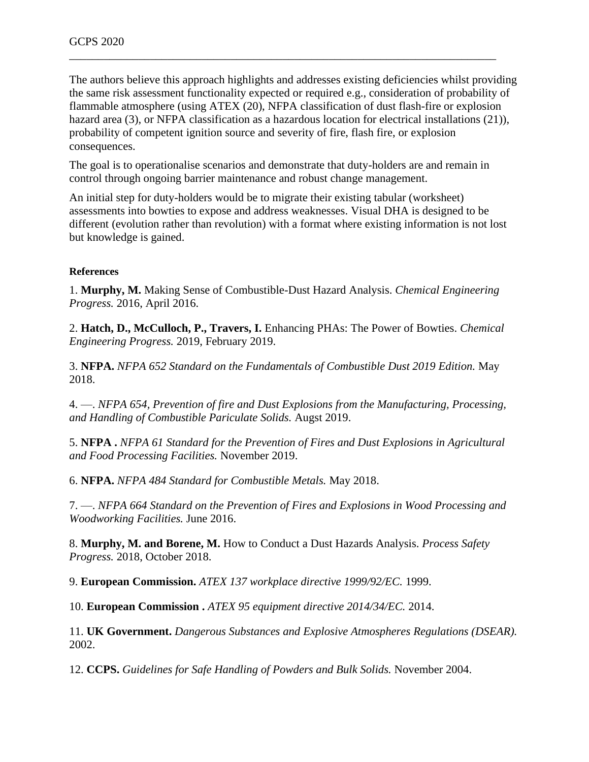The authors believe this approach highlights and addresses existing deficiencies whilst providing the same risk assessment functionality expected or required e.g., consideration of probability of flammable atmosphere (using ATEX (20), NFPA classification of dust flash-fire or explosion hazard area (3), or NFPA classification as a hazardous location for electrical installations (21)), probability of competent ignition source and severity of fire, flash fire, or explosion consequences.

The goal is to operationalise scenarios and demonstrate that duty-holders are and remain in control through ongoing barrier maintenance and robust change management.

An initial step for duty-holders would be to migrate their existing tabular (worksheet) assessments into bowties to expose and address weaknesses. Visual DHA is designed to be different (evolution rather than revolution) with a format where existing information is not lost but knowledge is gained.

#### References

1. **Murphy, M.** Making Sense of Combustible-Dust Hazard Analysis. *Chemical Engineering Progress.* 2016, April 2016.

2. **Hatch, D., McCulloch, P., Travers, I.** Enhancing PHAs: The Power of Bowties. *Chemical Engineering Progress.* 2019, February 2019.

3. **NFPA.** *NFPA 652 Standard on the Fundamentals of Combustible Dust 2019 Edition.* May 2018.

4. —. *NFPA 654, Prevention of fire and Dust Explosions from the Manufacturing, Processing, and Handling of Combustible Pariculate Solids.* Augst 2019.

5. **NFPA .** *NFPA 61 Standard for the Prevention of Fires and Dust Explosions in Agricultural and Food Processing Facilities.* November 2019.

6. **NFPA.** *NFPA 484 Standard for Combustible Metals.* May 2018.

7. —. *NFPA 664 Standard on the Prevention of Fires and Explosions in Wood Processing and Woodworking Facilities.* June 2016.

8. **Murphy, M. and Borene, M.** How to Conduct a Dust Hazards Analysis. *Process Safety Progress.* 2018, October 2018.

9. **European Commission.** *ATEX 137 workplace directive 1999/92/EC.* 1999.

10. **European Commission .** *ATEX 95 equipment directive 2014/34/EC.* 2014.

11. **UK Government.** *Dangerous Substances and Explosive Atmospheres Regulations (DSEAR).* 2002.

12. **CCPS.** *Guidelines for Safe Handling of Powders and Bulk Solids.* November 2004.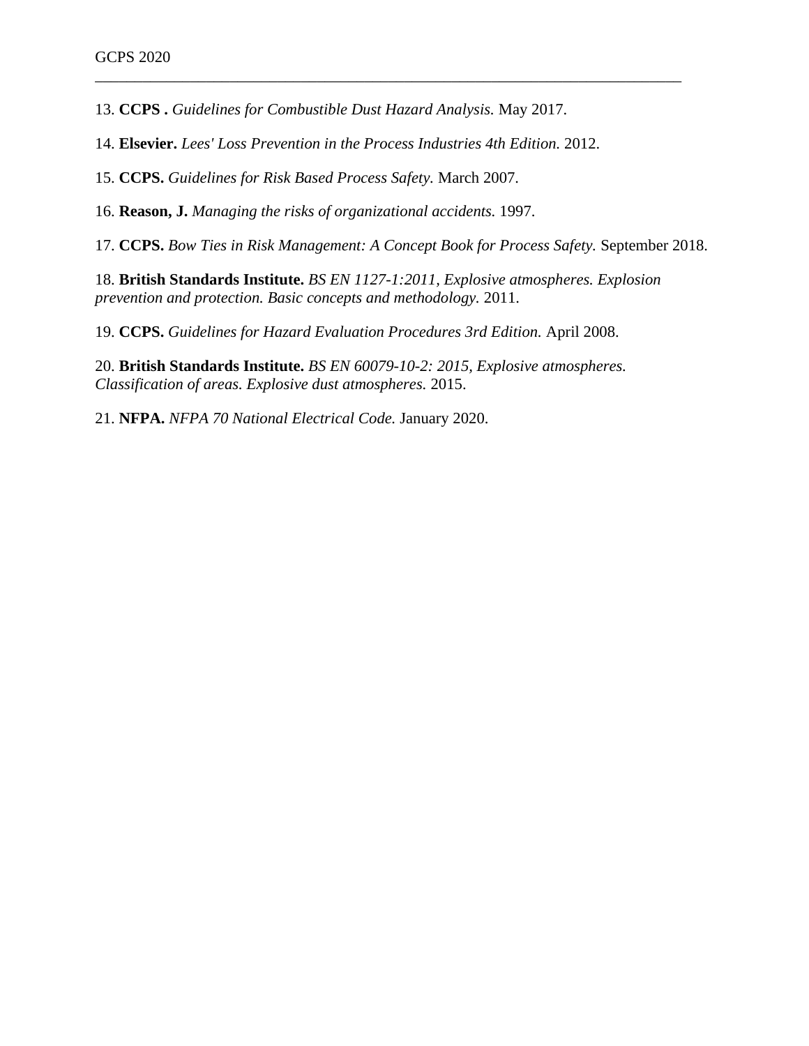13. **CCPS .** *Guidelines for Combustible Dust Hazard Analysis.* May 2017.

14. **Elsevier.** *Lees' Loss Prevention in the Process Industries 4th Edition.* 2012.

15. **CCPS.** *Guidelines for Risk Based Process Safety.* March 2007.

16. **Reason, J.** *Managing the risks of organizational accidents.* 1997.

17. **CCPS.** *Bow Ties in Risk Management: A Concept Book for Process Safety.* September 2018.

18. **British Standards Institute.** *BS EN 1127-1:2011, Explosive atmospheres. Explosion prevention and protection. Basic concepts and methodology.* 2011.

19. **CCPS.** *Guidelines for Hazard Evaluation Procedures 3rd Edition.* April 2008.

20. **British Standards Institute.** *BS EN 60079-10-2: 2015, Explosive atmospheres. Classification of areas. Explosive dust atmospheres.* 2015.

21. **NFPA.** *NFPA 70 National Electrical Code.* January 2020.